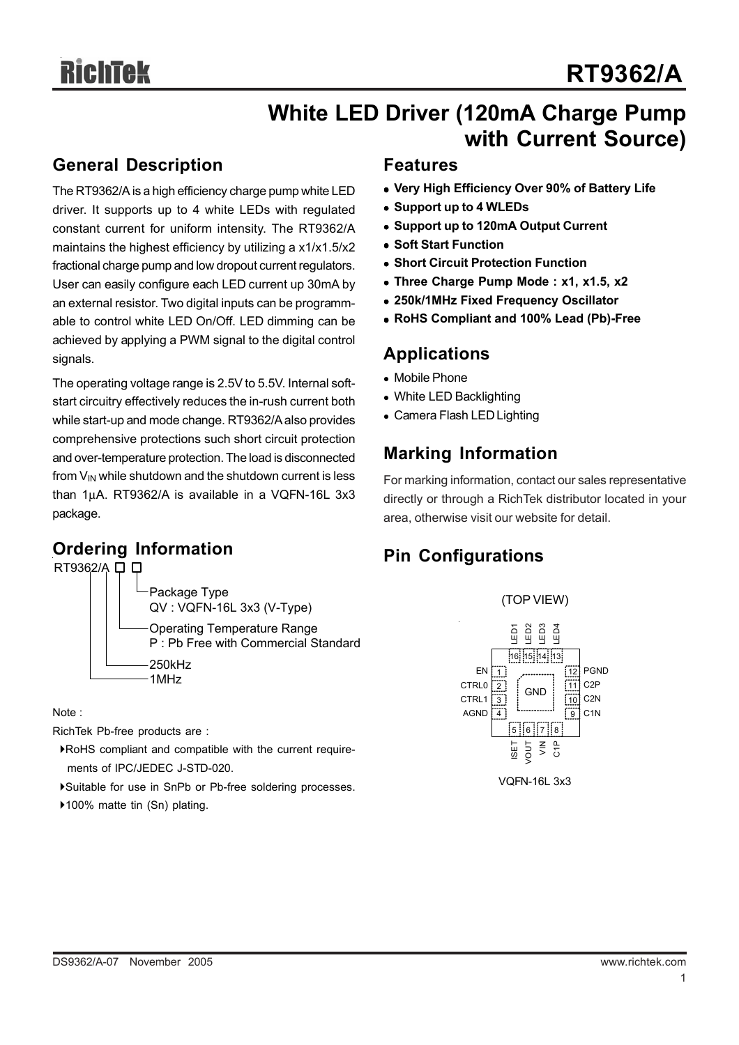# RT9362/A

## White LED Driver (120mA Charge Pump with Current Source)

## General Description

The RT9362/A is a high efficiency charge pump white LED driver. It supports up to 4 white LEDs with regulated constant current for uniform intensity. The RT9362/A maintains the highest efficiency by utilizing a x1/x1.5/x2 fractional charge pump and low dropout current regulators. User can easily configure each LED current up 30mA by an external resistor. Two digital inputs can be programmable to control white LED On/Off. LED dimming can be achieved by applying a PWM signal to the digital control signals.

The operating voltage range is 2.5V to 5.5V. Internal soft-start circuitry effectively reduces the in-rush current both while start-up and mode change. RT9362/A also provides comprehensive protections such short circuit protection and over-temperature protection. The load is disconnected from $V_{IN}$ while shutdown and the shutdown current is less than 1μA. RT9362/A is available in a VQFN-16L 3x3 package.

## Ordering Information

RT9362/A □ □

- Package Type
  - QV : VQFN-16L 3x3 (V-Type)
- Operating Temperature Range
  - P : Pb Free with Commercial Standard
- 250kHz
- 1MHz

Note :

RichTek Pb-free products are :

- RoHS compliant and compatible with the current requirements of IPC/JEDEC J-STD-020.
- Suitable for use in SnPb or Pb-free soldering processes.
- 100% matte tin (Sn) plating.

## Features

- **Very High Efficiency Over 90% of Battery Life**
- **Support up to 4 WLEDs**
- **Support up to 120mA Output Current**
- **Soft Start Function**
- **Short Circuit Protection Function**
- **Three Charge Pump Mode : x1, x1.5, x2**
- **250k/1MHz Fixed Frequency Oscillator**
- **RoHS Compliant and 100% Lead (Pb)-Free**

## Applications

- Mobile Phone
- White LED Backlighting
- Camera Flash LED Lighting

## Marking Information

For marking information, contact our sales representative directly or through a RichTek distributor located in your area, otherwise visit our website for detail.

## Pin Configurations

(TOP VIEW)

| Pin | Name |
|---|---|
| 1 | EN |
| 2 | CTRL0 |
| 3 | CTRL1 |
| 4 | AGND |
| 5 | ISET |
| 6 | VOUT |
| 7 | VIN |
| 8 | C1P |
| 9 | C1N |
| 10 | C2N |
| 11 | C2P |
| 12 | PGND |
| 13 | LED4 |
| 14 | LED3 |
| 15 | LED2 |
| 16 | LED1 |
| Exposed Pad | GND |

VQFN-16L 3x3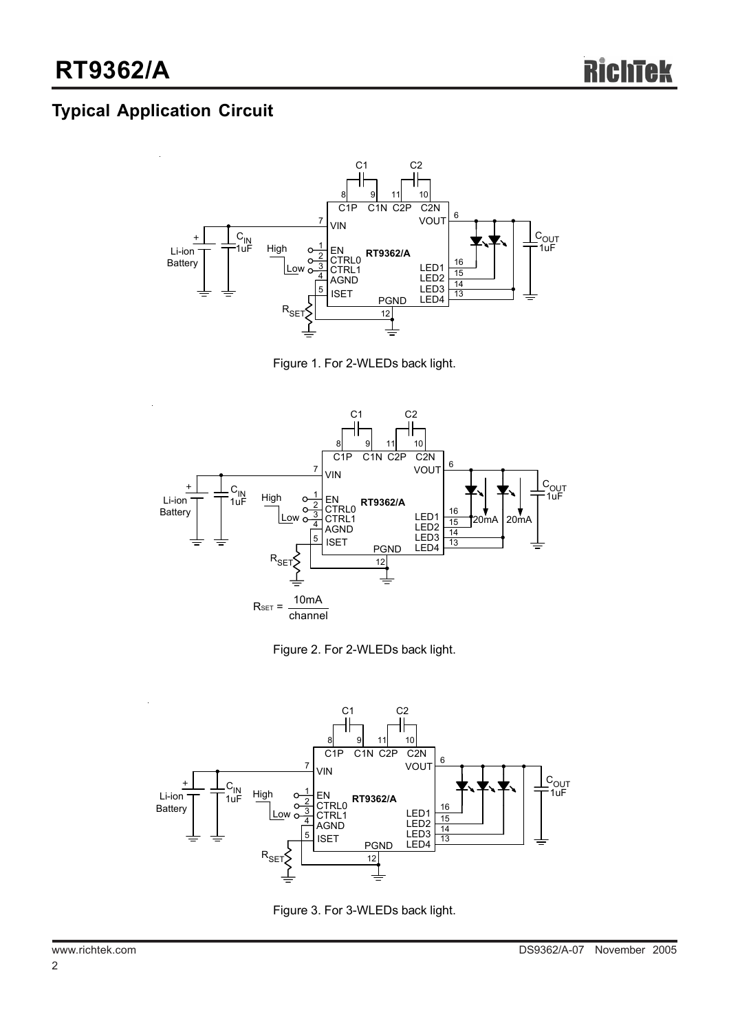## Typical Application Circuit

Figure 1. For 2-WLEDs back light.

$$R_{SET} = \frac{10mA}{channel}$$

Figure 2. For 2-WLEDs back light.

Figure 3. For 3-WLEDs back light.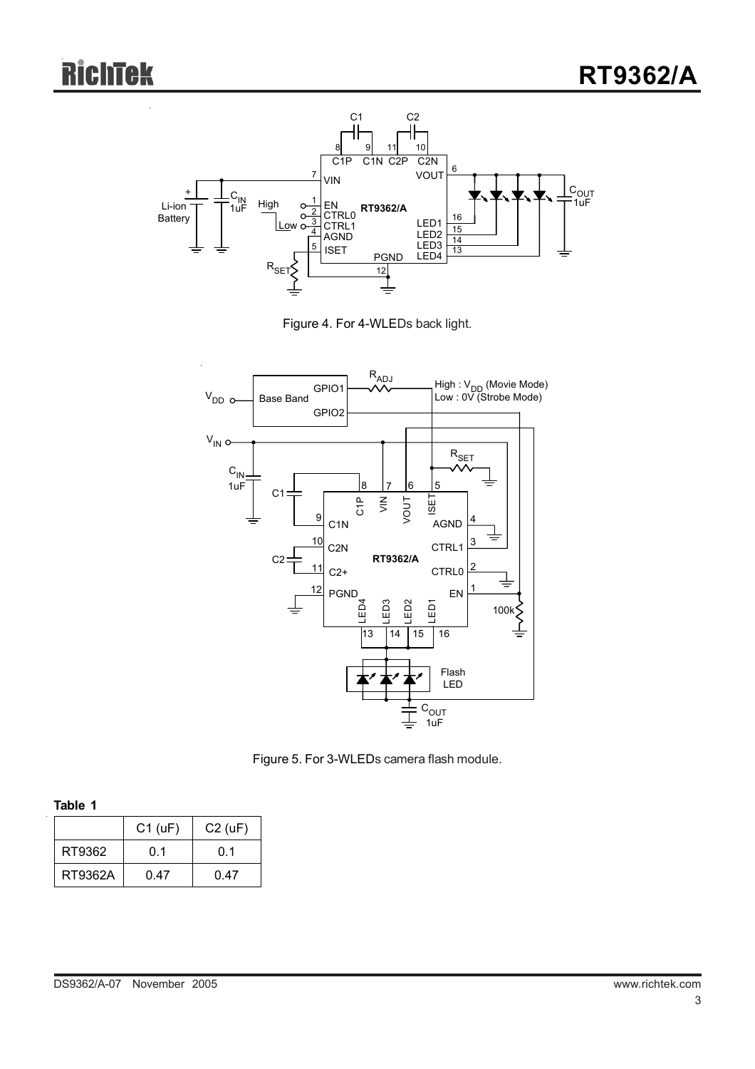Figure 4. For 4-WLEDs back light.

Figure 5. For 3-WLEDs camera flash module.

**Table 1**

| | C1 (uF) | C2 (uF) |
|---|---|---|
| RT9362 | 0.1 | 0.1 |
| RT9362A | 0.47 | 0.47 |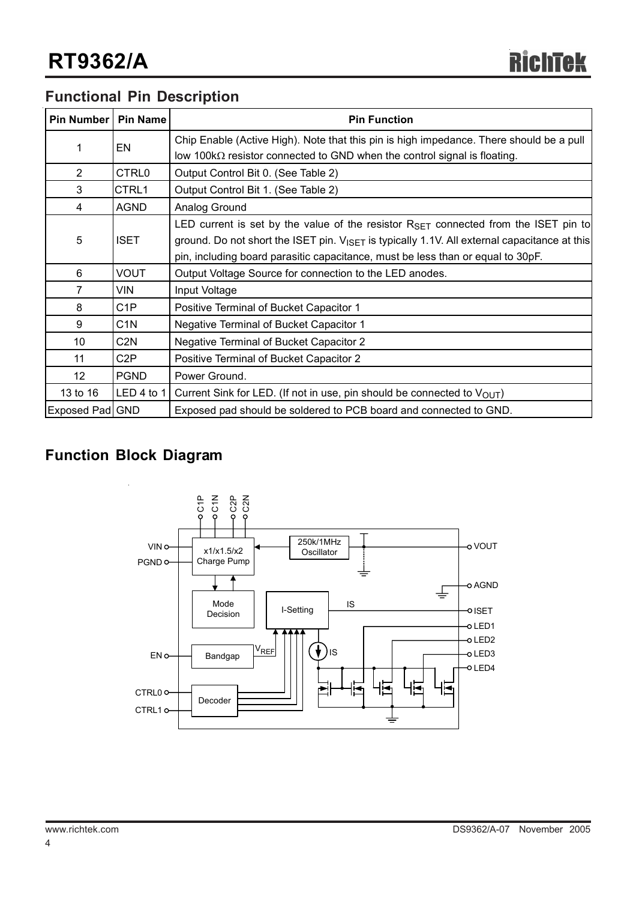## Functional Pin Description

| Pin Number | Pin Name | Pin Function |
|---|---|---|
| 1 | EN | Chip Enable (Active High). Note that this pin is high impedance. There should be a pull low 100kΩ resistor connected to GND when the control signal is floating. |
| 2 | CTRL0 | Output Control Bit 0. (See Table 2) |
| 3 | CTRL1 | Output Control Bit 1. (See Table 2) |
| 4 | AGND | Analog Ground |
| 5 | ISET | LED current is set by the value of the resistor $R_{SET}$ connected from the ISET pin to ground. Do not short the ISET pin. $V_{ISET}$ is typically 1.1V. All external capacitance at this pin, including board parasitic capacitance, must be less than or equal to 30pF. |
| 6 | VOUT | Output Voltage Source for connection to the LED anodes. |
| 7 | VIN | Input Voltage |
| 8 | C1P | Positive Terminal of Bucket Capacitor 1 |
| 9 | C1N | Negative Terminal of Bucket Capacitor 1 |
| 10 | C2N | Negative Terminal of Bucket Capacitor 2 |
| 11 | C2P | Positive Terminal of Bucket Capacitor 2 |
| 12 | PGND | Power Ground. |
| 13 to 16 | LED 4 to 1 | Current Sink for LED. (If not in use, pin should be connected to $V_{OUT}$) |
| Exposed Pad | GND | Exposed pad should be soldered to PCB board and connected to GND. |

## Function Block Diagram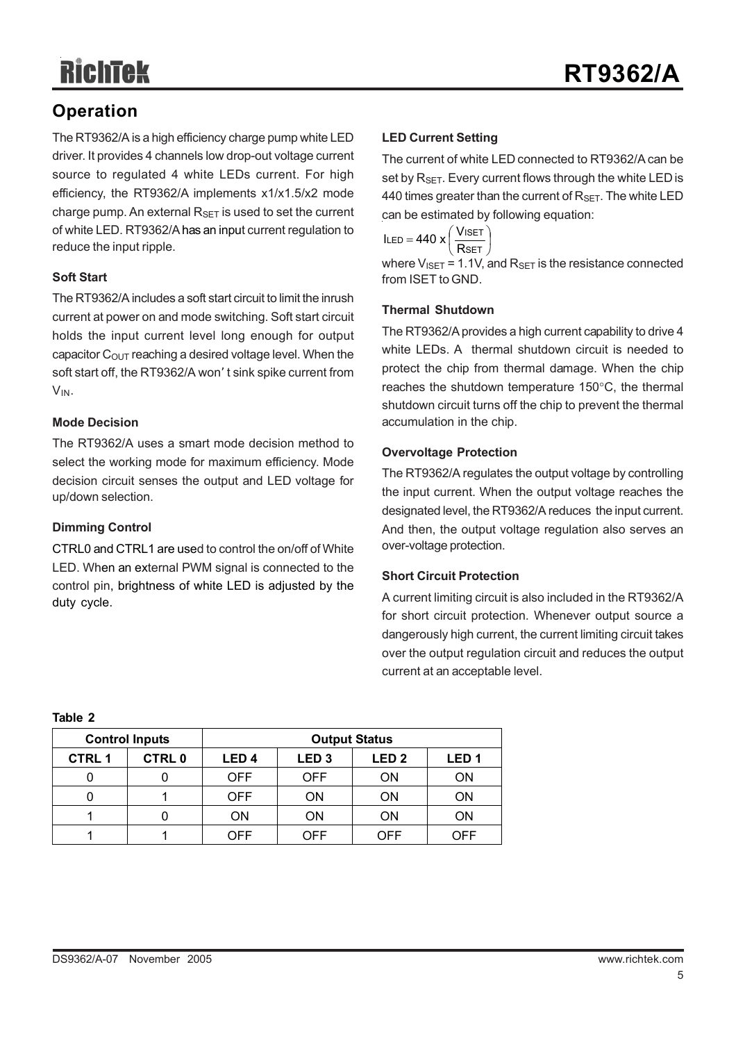## Operation

The RT9362/A is a high efficiency charge pump white LED driver. It provides 4 channels low drop-out voltage current source to regulated 4 white LEDs current. For high efficiency, the RT9362/A implements x1/x1.5/x2 mode charge pump. An external $R_{SET}$ is used to set the current of white LED. RT9362/A has an input current regulation to reduce the input ripple.

### Soft Start

The RT9362/A includes a soft start circuit to limit the inrush current at power on and mode switching. Soft start circuit holds the input current level long enough for output capacitor $C_{OUT}$ reaching a desired voltage level. When the soft start off, the RT9362/A won't sink spike current from $V_{IN}$.

### Mode Decision

The RT9362/A uses a smart mode decision method to select the working mode for maximum efficiency. Mode decision circuit senses the output and LED voltage for up/down selection.

### Dimming Control

CTRL0 and CTRL1 are used to control the on/off of White LED. When an external PWM signal is connected to the control pin, brightness of white LED is adjusted by the duty cycle.

### LED Current Setting

The current of white LED connected to RT9362/A can be set by $R_{SET}$. Every current flows through the white LED is 440 times greater than the current of $R_{SET}$. The white LED can be estimated by following equation:

$$I_{LED} = 440 \times \left( \frac{V_{ISET}}{R_{SET}} \right)$$

where $V_{ISET}$ = 1.1V, and $R_{SET}$ is the resistance connected from ISET to GND.

### Thermal Shutdown

The RT9362/A provides a high current capability to drive 4 white LEDs. A thermal shutdown circuit is needed to protect the chip from thermal damage. When the chip reaches the shutdown temperature 150°C, the thermal shutdown circuit turns off the chip to prevent the thermal accumulation in the chip.

### Overvoltage Protection

The RT9362/A regulates the output voltage by controlling the input current. When the output voltage reaches the designated level, the RT9362/A reduces the input current. And then, the output voltage regulation also serves an over-voltage protection.

### Short Circuit Protection

A current limiting circuit is also included in the RT9362/A for short circuit protection. Whenever output source a dangerously high current, the current limiting circuit takes over the output regulation circuit and reduces the output current at an acceptable level.

**Table 2**

| Control Inputs | | Output Status | | | |
|---|---|---|---|---|---|
| CTRL 1 | CTRL 0 | LED 4 | LED 3 | LED 2 | LED 1 |
| 0 | 0 | OFF | OFF | ON | ON |
| 0 | 1 | OFF | ON | ON | ON |
| 1 | 0 | ON | ON | ON | ON |
| 1 | 1 | OFF | OFF | OFF | OFF |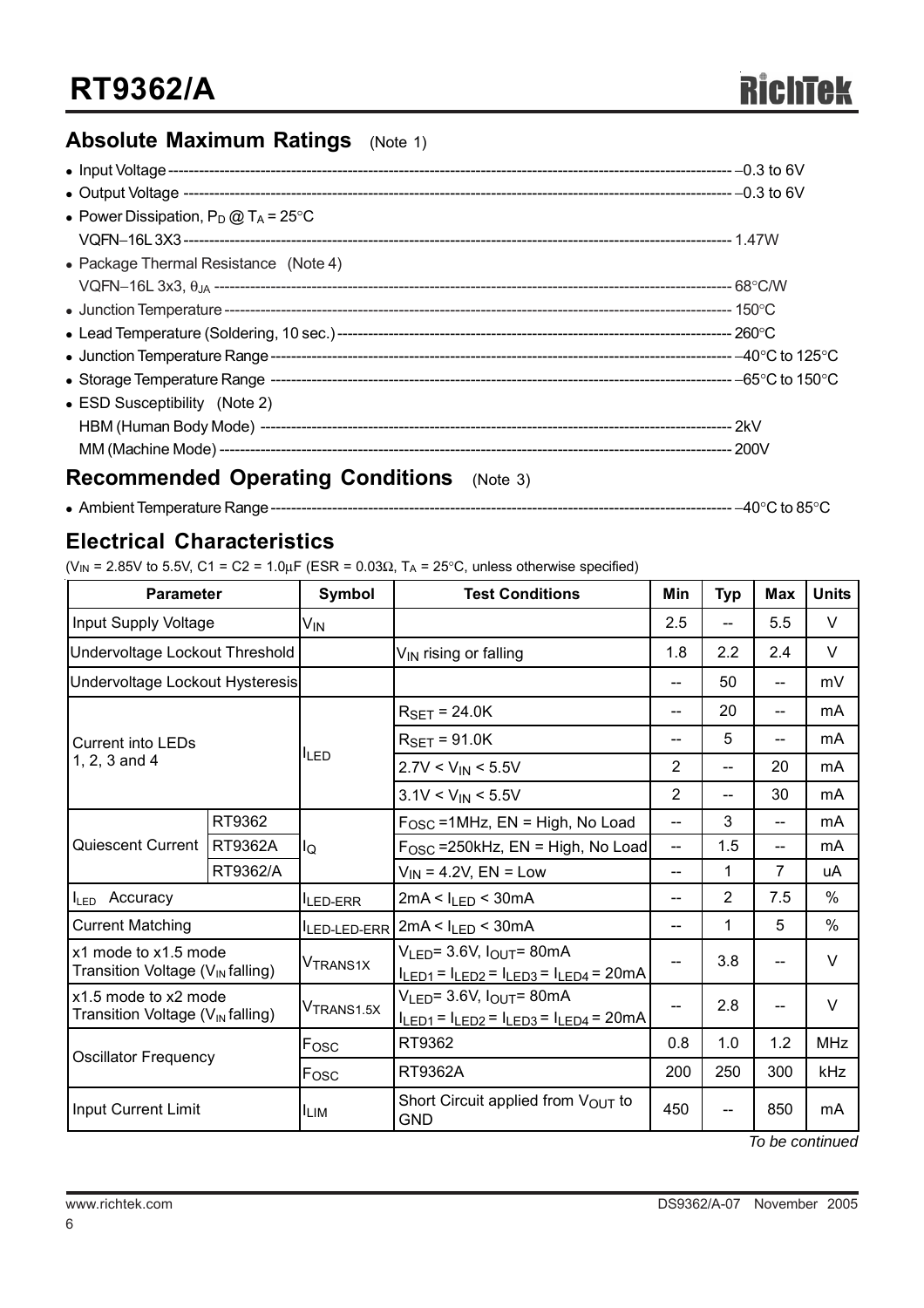## Absolute Maximum Ratings (Note 1)

- Input Voltage ---------- −0.3 to 6V
- Output Voltage ---------- −0.3 to 6V
- Power Dissipation, $P_D$ @ $T_A$ = 25°C
  VQFN−16L 3X3 ---------- 1.47W
- Package Thermal Resistance (Note 4)
  VQFN−16L 3x3, $\theta_{JA}$ ---------- 68°C/W
- Junction Temperature ---------- 150°C
- Lead Temperature (Soldering, 10 sec.) ---------- 260°C
- Junction Temperature Range ---------- −40°C to 125°C
- Storage Temperature Range ---------- −65°C to 150°C
- ESD Susceptibility (Note 2)
  HBM (Human Body Mode) ---------- 2kV
  MM (Machine Mode) ---------- 200V

## Recommended Operating Conditions (Note 3)

- Ambient Temperature Range ---------- −40°C to 85°C

## Electrical Characteristics

($V_{IN}$ = 2.85V to 5.5V, C1 = C2 = 1.0μF (ESR = 0.03Ω, $T_A$ = 25°C, unless otherwise specified)

| Parameter | | Symbol | Test Conditions | Min | Typ | Max | Units |
|---|---|---|---|---|---|---|---|
| Input Supply Voltage | | $V_{IN}$ | | 2.5 | -- | 5.5 | V |
| Undervoltage Lockout Threshold | | | $V_{IN}$ rising or falling | 1.8 | 2.2 | 2.4 | V |
| Undervoltage Lockout Hysteresis | | | | -- | 50 | -- | mV |
| Current into LEDs 1, 2, 3 and 4 | | $I_{LED}$ | $R_{SET}$ = 24.0K | -- | 20 | -- | mA |
| | | | $R_{SET}$ = 91.0K | -- | 5 | -- | mA |
| | | | 2.7V < $V_{IN}$ < 5.5V | 2 | -- | 20 | mA |
| | | | 3.1V < $V_{IN}$ < 5.5V | 2 | -- | 30 | mA |
| Quiescent Current | RT9362 | $I_Q$ | $F_{OSC}$ =1MHz, EN = High, No Load | -- | 3 | -- | mA |
| | RT9362A | | $F_{OSC}$ =250kHz, EN = High, No Load | -- | 1.5 | -- | mA |
| | RT9362/A | | $V_{IN}$ = 4.2V, EN = Low | -- | 1 | 7 | uA |
| $I_{LED}$ Accuracy | | $I_{LED\text{-}ERR}$ | 2mA < $I_{LED}$ < 30mA | -- | 2 | 7.5 | % |
| Current Matching | | $I_{LED\text{-}LED\text{-}ERR}$ | 2mA < $I_{LED}$ < 30mA | -- | 1 | 5 | % |
| x1 mode to x1.5 mode Transition Voltage ($V_{IN}$ falling) | | $V_{TRANS1X}$ | $V_{LED}$= 3.6V, $I_{OUT}$= 80mA $I_{LED1}$ = $I_{LED2}$ = $I_{LED3}$ = $I_{LED4}$ = 20mA | -- | 3.8 | -- | V |
| x1.5 mode to x2 mode Transition Voltage ($V_{IN}$ falling) | | $V_{TRANS1.5X}$ | $V_{LED}$= 3.6V, $I_{OUT}$= 80mA $I_{LED1}$ = $I_{LED2}$ = $I_{LED3}$ = $I_{LED4}$ = 20mA | -- | 2.8 | -- | V |
| Oscillator Frequency | | $F_{OSC}$ | RT9362 | 0.8 | 1.0 | 1.2 | MHz |
| | | $F_{OSC}$ | RT9362A | 200 | 250 | 300 | kHz |
| Input Current Limit | | $I_{LIM}$ | Short Circuit applied from $V_{OUT}$ to GND | 450 | -- | 850 | mA |

*To be continued*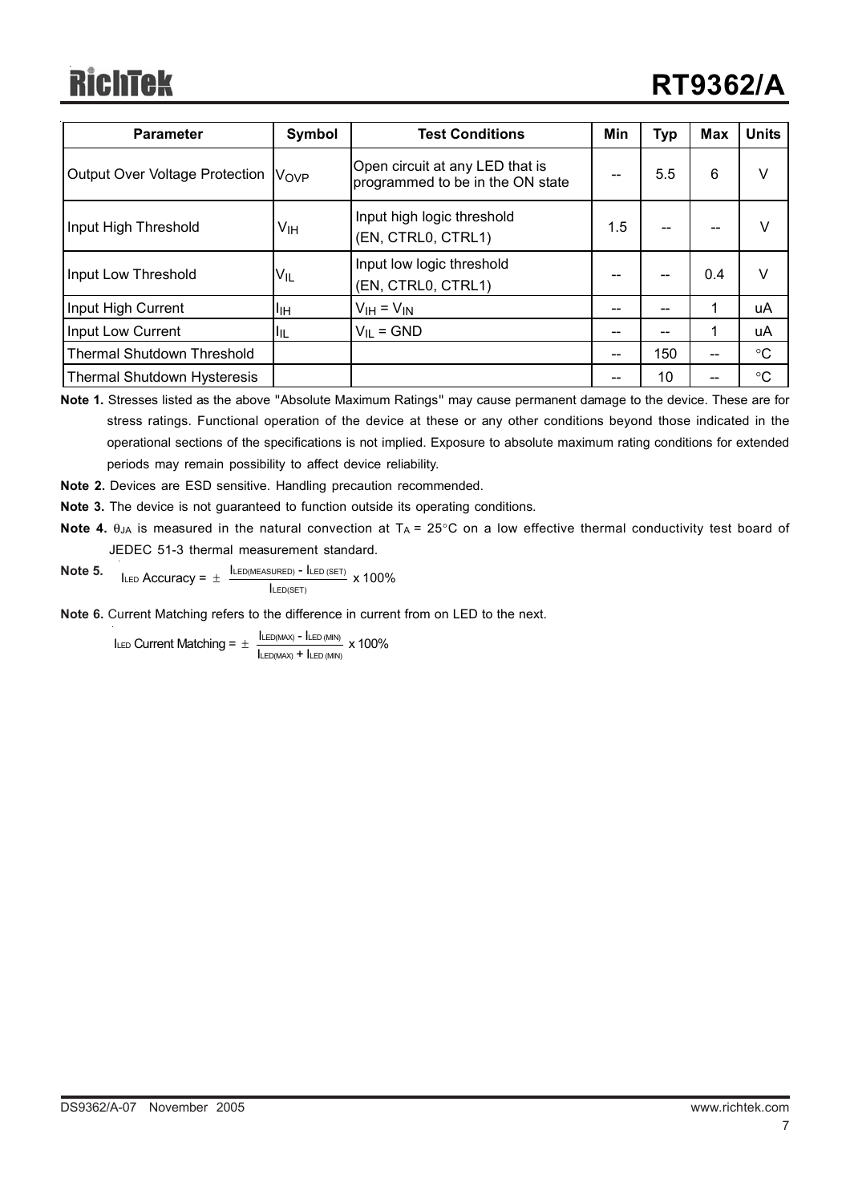| Parameter | Symbol | Test Conditions | Min | Typ | Max | Units |
|---|---|---|---|---|---|---|
| Output Over Voltage Protection | $V_{OVP}$ | Open circuit at any LED that is programmed to be in the ON state | -- | 5.5 | 6 | V |
| Input High Threshold | $V_{IH}$ | Input high logic threshold (EN, CTRL0, CTRL1) | 1.5 | -- | -- | V |
| Input Low Threshold | $V_{IL}$ | Input low logic threshold (EN, CTRL0, CTRL1) | -- | -- | 0.4 | V |
| Input High Current | $I_{IH}$ | $V_{IH} = V_{IN}$ | -- | -- | 1 | uA |
| Input Low Current | $I_{IL}$ | $V_{IL}$ = GND | -- | -- | 1 | uA |
| Thermal Shutdown Threshold | | | -- | 150 | -- | °C |
| Thermal Shutdown Hysteresis | | | -- | 10 | -- | °C |

**Note 1.** Stresses listed as the above "Absolute Maximum Ratings" may cause permanent damage to the device. These are for stress ratings. Functional operation of the device at these or any other conditions beyond those indicated in the operational sections of the specifications is not implied. Exposure to absolute maximum rating conditions for extended periods may remain possibility to affect device reliability.

**Note 2.** Devices are ESD sensitive. Handling precaution recommended.

**Note 3.** The device is not guaranteed to function outside its operating conditions.

**Note 4.** $\theta_{JA}$ is measured in the natural convection at $T_A$ = 25°C on a low effective thermal conductivity test board of JEDEC 51-3 thermal measurement standard.

**Note 5.**

$$I_{LED}\ \text{Accuracy} = \pm\ \frac{I_{LED(MEASURED)} - I_{LED\ (SET)}}{I_{LED(SET)}} \times 100\%$$

**Note 6.** Current Matching refers to the difference in current from on LED to the next.

$$I_{LED}\ \text{Current Matching} = \pm\ \frac{I_{LED(MAX)} - I_{LED\ (MIN)}}{I_{LED(MAX)} + I_{LED\ (MIN)}} \times 100\%$$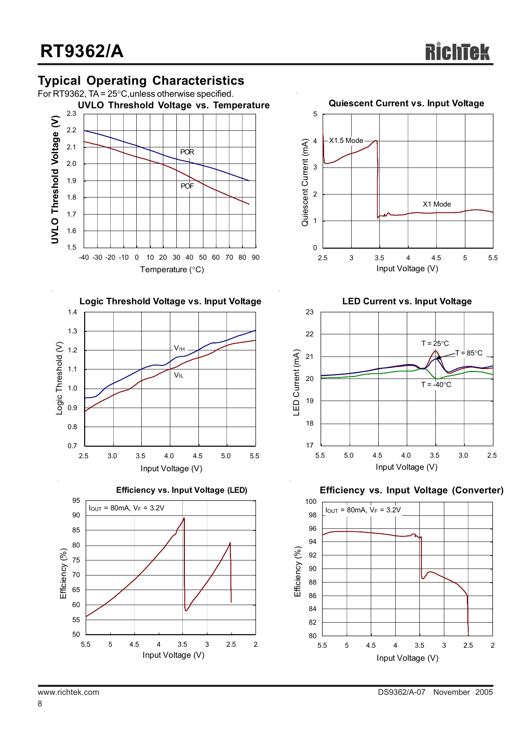## Typical Operating Characteristics

For RT9362, TA = 25°C,unless otherwise specified.

**UVLO Threshold Voltage vs. Temperature**

UVLO Threshold Voltage (V) vs. Temperature (°C)

POR

POF

**Quiescent Current vs. Input Voltage**

Quiescent Current (mA) vs. Input Voltage (V)

X1.5 Mode

X1 Mode

**Logic Threshold Voltage vs. Input Voltage**

Logic Threshold (V) vs. Input Voltage (V)

$V_{IH}$

$V_{IL}$

**LED Current vs. Input Voltage**

LED Current (mA) vs. Input Voltage (V)

T = 25°C

T = 85°C

T = -40°C

**Efficiency vs. Input Voltage (LED)**

$I_{OUT}$ = 80mA, $V_F$ = 3.2V

Efficiency (%) vs. Input Voltage (V)

**Efficiency vs. Input Voltage (Converter)**

$I_{OUT}$ = 80mA, $V_F$ = 3.2V

Efficiency (%) vs. Input Voltage (V)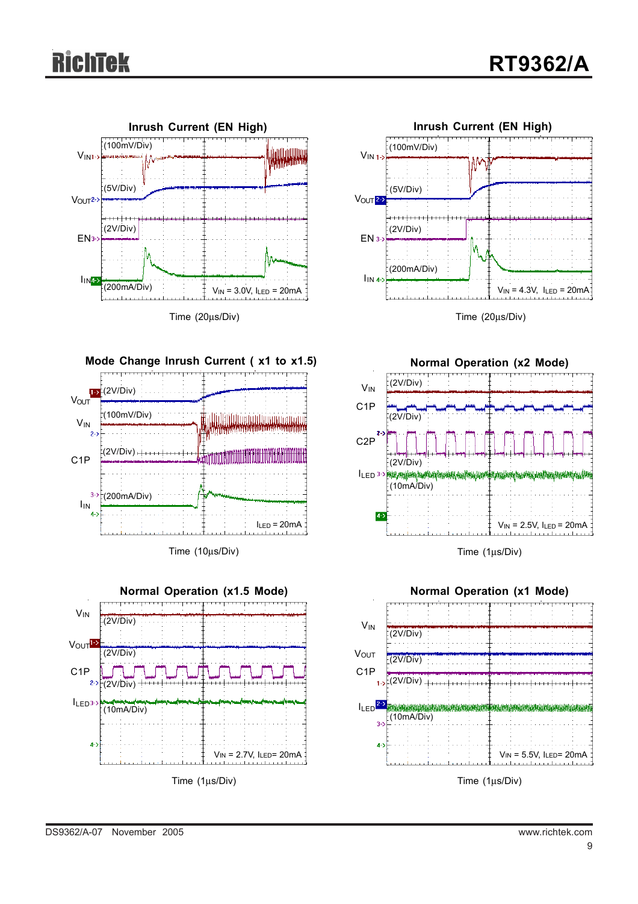**Inrush Current (EN High)**

$V_{IN}$ (100mV/Div)

$V_{OUT}$ (5V/Div)

EN (2V/Div)

$I_{IN}$ (200mA/Div)

$V_{IN}$ = 3.0V, $I_{LED}$ = 20mA

Time (20μs/Div)

**Inrush Current (EN High)**

$V_{IN}$ (100mV/Div)

$V_{OUT}$ (5V/Div)

EN (2V/Div)

$I_{IN}$ (200mA/Div)

$V_{IN}$ = 4.3V, $I_{LED}$ = 20mA

Time (20μs/Div)

**Mode Change Inrush Current ( x1 to x1.5)**

$V_{OUT}$ (2V/Div)

$V_{IN}$ (100mV/Div)

C1P (2V/Div)

$I_{IN}$ (200mA/Div)

$I_{LED}$ = 20mA

Time (10μs/Div)

**Normal Operation (x2 Mode)**

$V_{IN}$ (2V/Div)

C1P (2V/Div)

C2P (2V/Div)

$I_{LED}$ (10mA/Div)

$V_{IN}$ = 2.5V, $I_{LED}$ = 20mA

Time (1μs/Div)

**Normal Operation (x1.5 Mode)**

$V_{IN}$ (2V/Div)

$V_{OUT}$ (2V/Div)

C1P (2V/Div)

$I_{LED}$ (10mA/Div)

$V_{IN}$ = 2.7V, $I_{LED}$= 20mA

Time (1μs/Div)

**Normal Operation (x1 Mode)**

$V_{IN}$ (2V/Div)

$V_{OUT}$ (2V/Div)

C1P (2V/Div)

$I_{LED}$ (10mA/Div)

$V_{IN}$ = 5.5V, $I_{LED}$= 20mA

Time (1μs/Div)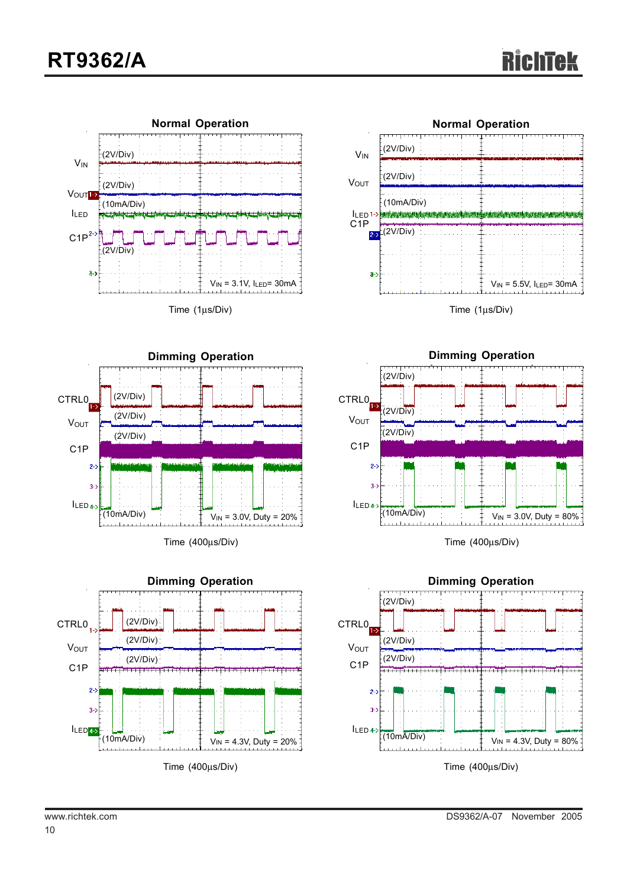**Normal Operation**

$V_{IN}$ (2V/Div)

$V_{OUT}$ (2V/Div)

$I_{LED}$ (10mA/Div)

C1P (2V/Div)

$V_{IN}$ = 3.1V, $I_{LED}$ = 30mA

Time (1μs/Div)

**Normal Operation**

$V_{IN}$ (2V/Div)

$V_{OUT}$ (2V/Div)

$I_{LED}$ (10mA/Div)

C1P (2V/Div)

$V_{IN}$ = 5.5V, $I_{LED}$ = 30mA

Time (1μs/Div)

**Dimming Operation**

CTRL0 (2V/Div)

$V_{OUT}$ (2V/Div)

C1P (2V/Div)

$I_{LED}$ (10mA/Div)

$V_{IN}$ = 3.0V, Duty = 20%

Time (400μs/Div)

**Dimming Operation**

CTRL0 (2V/Div)

$V_{OUT}$ (2V/Div)

C1P (2V/Div)

$I_{LED}$ (10mA/Div)

$V_{IN}$ = 3.0V, Duty = 80%

Time (400μs/Div)

**Dimming Operation**

CTRL0 (2V/Div)

$V_{OUT}$ (2V/Div)

C1P (2V/Div)

$I_{LED}$ (10mA/Div)

$V_{IN}$ = 4.3V, Duty = 20%

Time (400μs/Div)

**Dimming Operation**

CTRL0 (2V/Div)

$V_{OUT}$ (2V/Div)

C1P (2V/Div)

$I_{LED}$ (10mA/Div)

$V_{IN}$ = 4.3V, Duty = 80%

Time (400μs/Div)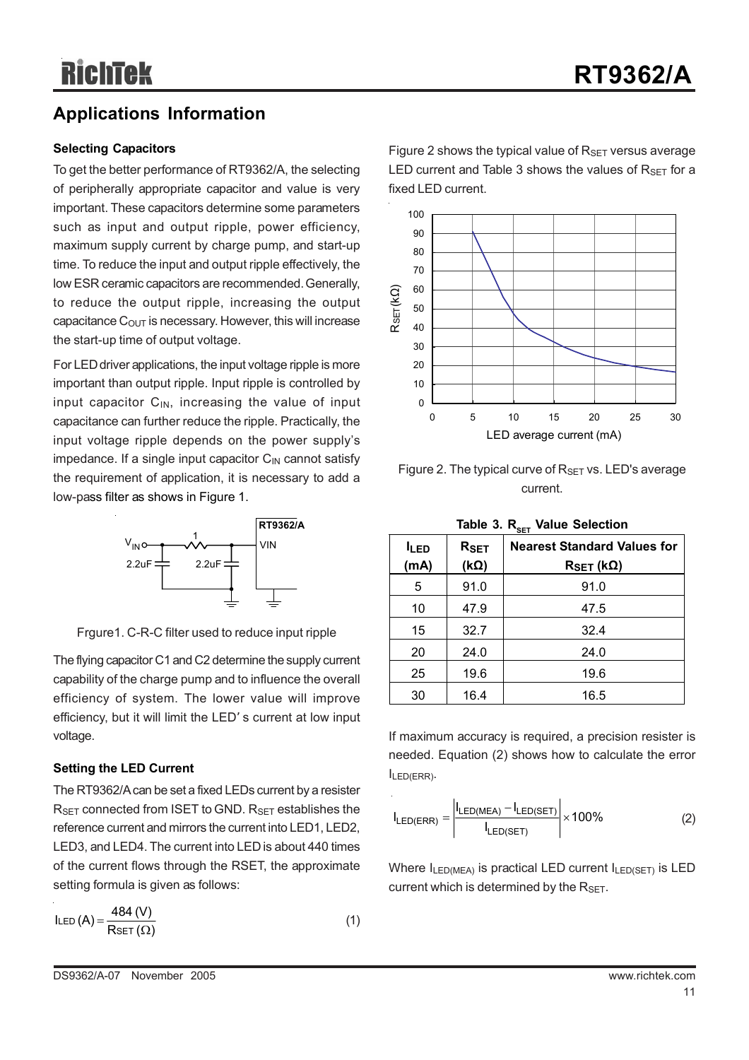## Applications Information

### Selecting Capacitors

To get the better performance of RT9362/A, the selecting of peripherally appropriate capacitor and value is very important. These capacitors determine some parameters such as input and output ripple, power efficiency, maximum supply current by charge pump, and start-up time. To reduce the input and output ripple effectively, the low ESR ceramic capacitors are recommended. Generally, to reduce the output ripple, increasing the output capacitance $C_{OUT}$ is necessary. However, this will increase the start-up time of output voltage.

For LED driver applications, the input voltage ripple is more important than output ripple. Input ripple is controlled by input capacitor $C_{IN}$, increasing the value of input capacitance can further reduce the ripple. Practically, the input voltage ripple depends on the power supply's impedance. If a single input capacitor $C_{IN}$ cannot satisfy the requirement of application, it is necessary to add a low-pass filter as shows in Figure 1.

Frgure1. C-R-C filter used to reduce input ripple

The flying capacitor C1 and C2 determine the supply current capability of the charge pump and to influence the overall efficiency of system. The lower value will improve efficiency, but it will limit the LED's current at low input voltage.

### Setting the LED Current

The RT9362/A can be set a fixed LEDs current by a resister $R_{SET}$ connected from ISET to GND. $R_{SET}$ establishes the reference current and mirrors the current into LED1, LED2, LED3, and LED4. The current into LED is about 440 times of the current flows through the RSET, the approximate setting formula is given as follows:

$$I_{LED}\,(A) = \frac{484\,(V)}{R_{SET}\,(\Omega)} \qquad (1)$$

Figure 2 shows the typical value of $R_{SET}$ versus average LED current and Table 3 shows the values of $R_{SET}$ for a fixed LED current.

Figure 2. The typical curve of $R_{SET}$ vs. LED's average current.

**Table 3. $R_{SET}$ Value Selection**

| $I_{LED}$ (mA) | $R_{SET}$ (kΩ) | Nearest Standard Values for $R_{SET}$ (kΩ) |
|---|---|---|
| 5 | 91.0 | 91.0 |
| 10 | 47.9 | 47.5 |
| 15 | 32.7 | 32.4 |
| 20 | 24.0 | 24.0 |
| 25 | 19.6 | 19.6 |
| 30 | 16.4 | 16.5 |

If maximum accuracy is required, a precision resister is needed. Equation (2) shows how to calculate the error $I_{LED(ERR)}$.

$$I_{LED(ERR)} = \left|\frac{I_{LED(MEA)} - I_{LED(SET)}}{I_{LED(SET)}}\right| \times 100\% \qquad (2)$$

Where $I_{LED(MEA)}$ is practical LED current $I_{LED(SET)}$ is LED current which is determined by the $R_{SET}$.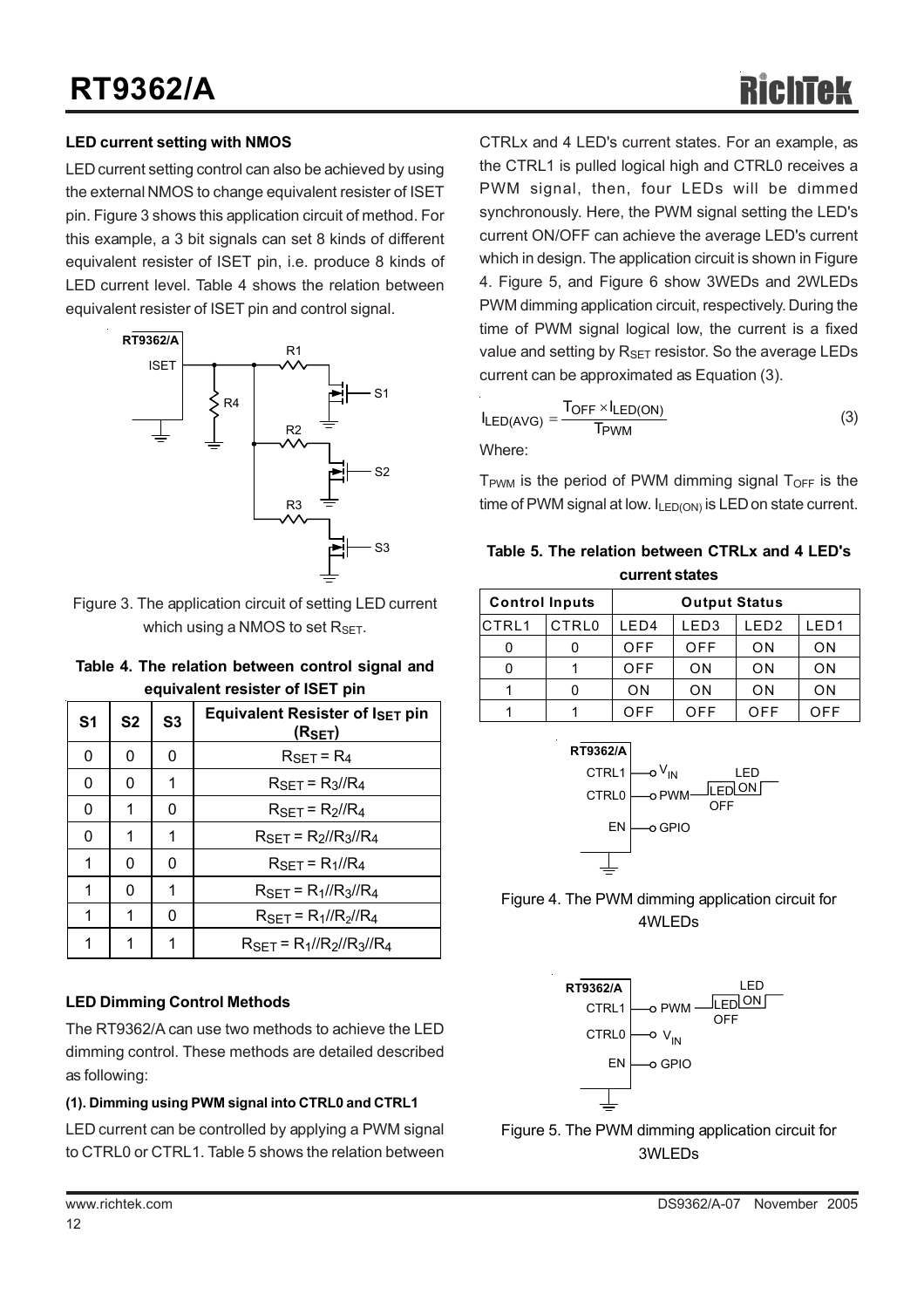### LED current setting with NMOS

LED current setting control can also be achieved by using the external NMOS to change equivalent resister of ISET pin. Figure 3 shows this application circuit of method. For this example, a 3 bit signals can set 8 kinds of different equivalent resister of ISET pin, i.e. produce 8 kinds of LED current level. Table 4 shows the relation between equivalent resister of ISET pin and control signal.

Figure 3. The application circuit of setting LED current which using a NMOS to set $R_{SET}$.

**Table 4. The relation between control signal and equivalent resister of ISET pin**

| S1 | S2 | S3 | Equivalent Resister of $I_{SET}$ pin ($R_{SET}$) |
|---|---|---|---|
| 0 | 0 | 0 | $R_{SET} = R_4$ |
| 0 | 0 | 1 | $R_{SET} = R_3//R_4$ |
| 0 | 1 | 0 | $R_{SET} = R_2//R_4$ |
| 0 | 1 | 1 | $R_{SET} = R_2//R_3//R_4$ |
| 1 | 0 | 0 | $R_{SET} = R_1//R_4$ |
| 1 | 0 | 1 | $R_{SET} = R_1//R_3//R_4$ |
| 1 | 1 | 0 | $R_{SET} = R_1//R_2//R_4$ |
| 1 | 1 | 1 | $R_{SET} = R_1//R_2//R_3//R_4$ |

### LED Dimming Control Methods

The RT9362/A can use two methods to achieve the LED dimming control. These methods are detailed described as following:

#### (1). Dimming using PWM signal into CTRL0 and CTRL1

LED current can be controlled by applying a PWM signal to CTRL0 or CTRL1. Table 5 shows the relation between CTRLx and 4 LED's current states. For an example, as the CTRL1 is pulled logical high and CTRL0 receives a PWM signal, then, four LEDs will be dimmed synchronously. Here, the PWM signal setting the LED's current ON/OFF can achieve the average LED's current which in design. The application circuit is shown in Figure 4. Figure 5, and Figure 6 show 3WEDs and 2WLEDs PWM dimming application circuit, respectively. During the time of PWM signal logical low, the current is a fixed value and setting by $R_{SET}$ resistor. So the average LEDs current can be approximated as Equation (3).

$$I_{LED(AVG)} = \frac{T_{OFF} \times I_{LED(ON)}}{T_{PWM}} \quad (3)$$

Where:

$T_{PWM}$ is the period of PWM dimming signal $T_{OFF}$ is the time of PWM signal at low. $I_{LED(ON)}$ is LED on state current.

**Table 5. The relation between CTRLx and 4 LED's current states**

| Control Inputs | | Output Status | | | |
|---|---|---|---|---|---|
| CTRL1 | CTRL0 | LED4 | LED3 | LED2 | LED1 |
| 0 | 0 | OFF | OFF | ON | ON |
| 0 | 1 | OFF | ON | ON | ON |
| 1 | 0 | ON | ON | ON | ON |
| 1 | 1 | OFF | OFF | OFF | OFF |

Figure 4. The PWM dimming application circuit for 4WLEDs

Figure 5. The PWM dimming application circuit for 3WLEDs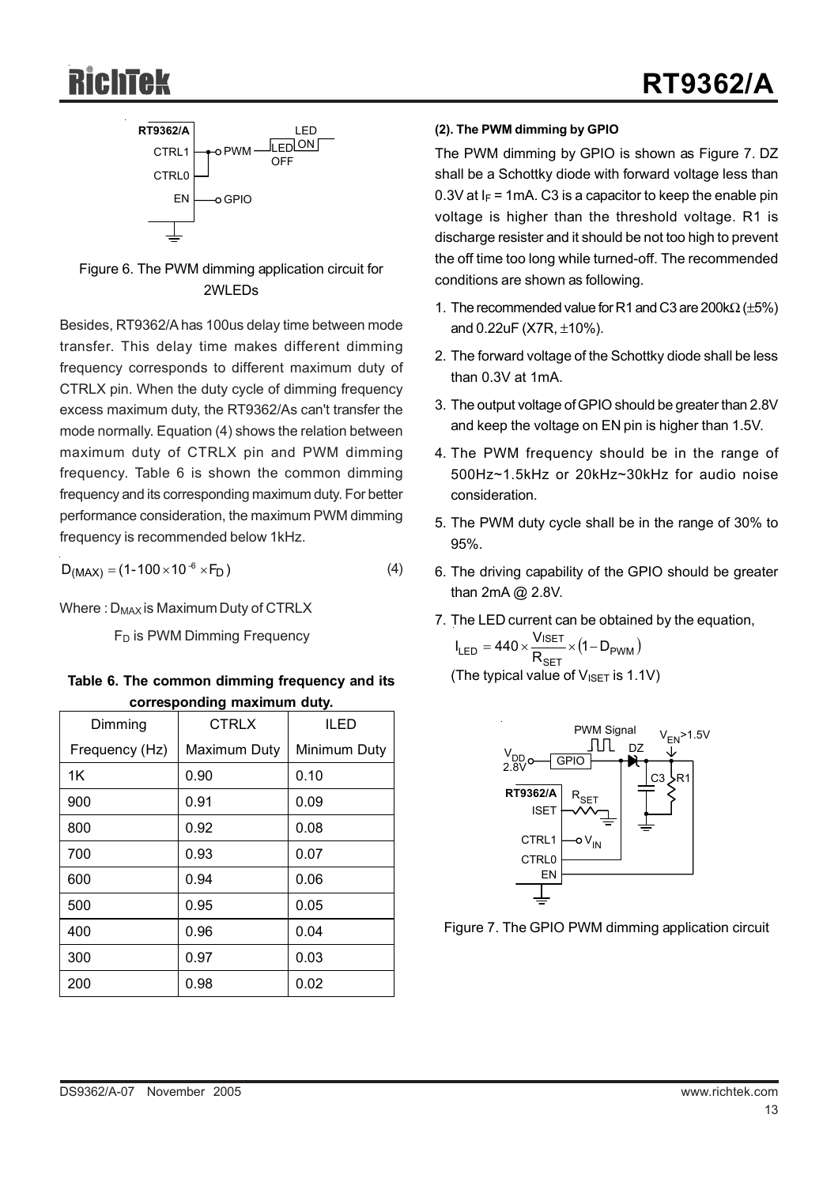Figure 6. The PWM dimming application circuit for 2WLEDs

Besides, RT9362/A has 100us delay time between mode transfer. This delay time makes different dimming frequency corresponds to different maximum duty of CTRLX pin. When the duty cycle of dimming frequency excess maximum duty, the RT9362/As can't transfer the mode normally. Equation (4) shows the relation between maximum duty of CTRLX pin and PWM dimming frequency. Table 6 is shown the common dimming frequency and its corresponding maximum duty. For better performance consideration, the maximum PWM dimming frequency is recommended below 1kHz.

$$D_{(MAX)} = (1 - 100 \times 10^{-6} \times F_D) \quad (4)$$

Where : $D_{MAX}$ is Maximum Duty of CTRLX

$F_D$ is PWM Dimming Frequency

**Table 6. The common dimming frequency and its corresponding maximum duty.**

| Dimming Frequency (Hz) | CTRLX Maximum Duty | ILED Minimum Duty |
|---|---|---|
| 1K | 0.90 | 0.10 |
| 900 | 0.91 | 0.09 |
| 800 | 0.92 | 0.08 |
| 700 | 0.93 | 0.07 |
| 600 | 0.94 | 0.06 |
| 500 | 0.95 | 0.05 |
| 400 | 0.96 | 0.04 |
| 300 | 0.97 | 0.03 |
| 200 | 0.98 | 0.02 |

**(2). The PWM dimming by GPIO**

The PWM dimming by GPIO is shown as Figure 7. DZ shall be a Schottky diode with forward voltage less than 0.3V at $I_F$ = 1mA. C3 is a capacitor to keep the enable pin voltage is higher than the threshold voltage. R1 is discharge resister and it should be not too high to prevent the off time too long while turned-off. The recommended conditions are shown as following.

1. The recommended value for R1 and C3 are 200kΩ (±5%) and 0.22uF (X7R, ±10%).
2. The forward voltage of the Schottky diode shall be less than 0.3V at 1mA.
3. The output voltage of GPIO should be greater than 2.8V and keep the voltage on EN pin is higher than 1.5V.
4. The PWM frequency should be in the range of 500Hz~1.5kHz or 20kHz~30kHz for audio noise consideration.
5. The PWM duty cycle shall be in the range of 30% to 95%.
6. The driving capability of the GPIO should be greater than 2mA @ 2.8V.
7. The LED current can be obtained by the equation,

$$I_{LED} = 440 \times \frac{V_{ISET}}{R_{SET}} \times (1 - D_{PWM})$$

(The typical value of $V_{ISET}$ is 1.1V)

Figure 7. The GPIO PWM dimming application circuit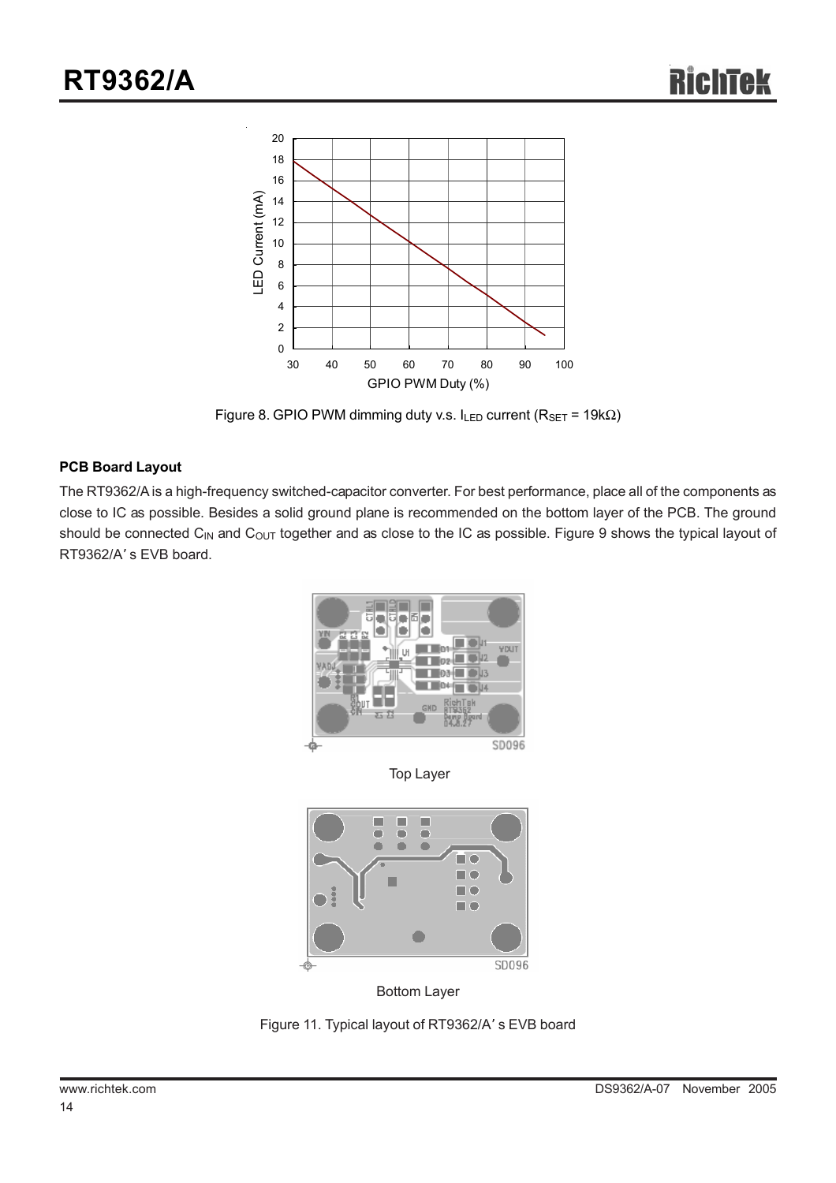Figure 8. GPIO PWM dimming duty v.s. $I_{LED}$ current ($R_{SET}$ = 19kΩ)

**PCB Board Layout**

The RT9362/A is a high-frequency switched-capacitor converter. For best performance, place all of the components as close to IC as possible. Besides a solid ground plane is recommended on the bottom layer of the PCB. The ground should be connected $C_{IN}$ and $C_{OUT}$ together and as close to the IC as possible. Figure 9 shows the typical layout of RT9362/A' s EVB board.

Top Layer

Bottom Layer

Figure 11. Typical layout of RT9362/A' s EVB board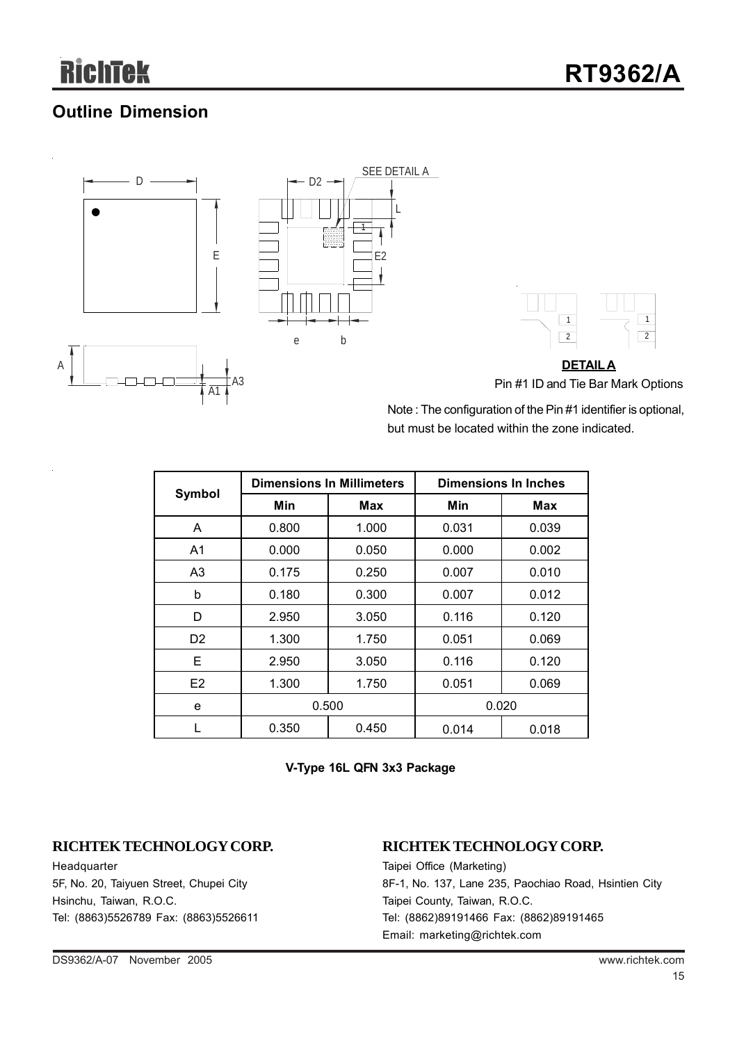## Outline Dimension

SEE DETAIL A

DETAIL A

Pin #1 ID and Tie Bar Mark Options

Note : The configuration of the Pin #1 identifier is optional, but must be located within the zone indicated.

| Symbol | Dimensions In Millimeters | | Dimensions In Inches | |
|---|---|---|---|---|
| | Min | Max | Min | Max |
| A | 0.800 | 1.000 | 0.031 | 0.039 |
| A1 | 0.000 | 0.050 | 0.000 | 0.002 |
| A3 | 0.175 | 0.250 | 0.007 | 0.010 |
| b | 0.180 | 0.300 | 0.007 | 0.012 |
| D | 2.950 | 3.050 | 0.116 | 0.120 |
| D2 | 1.300 | 1.750 | 0.051 | 0.069 |
| E | 2.950 | 3.050 | 0.116 | 0.120 |
| E2 | 1.300 | 1.750 | 0.051 | 0.069 |
| e | 0.500 | | 0.020 | |
| L | 0.350 | 0.450 | 0.014 | 0.018 |

**V-Type 16L QFN 3x3 Package**

**RICHTEK TECHNOLOGY CORP.**

Headquarter
5F, No. 20, Taiyuen Street, Chupei City
Hsinchu, Taiwan, R.O.C.
Tel: (8863)5526789 Fax: (8863)5526611

**RICHTEK TECHNOLOGY CORP.**

Taipei Office (Marketing)
8F-1, No. 137, Lane 235, Paochiao Road, Hsintien City
Taipei County, Taiwan, R.O.C.
Tel: (8862)89191466 Fax: (8862)89191465
Email: marketing@richtek.com